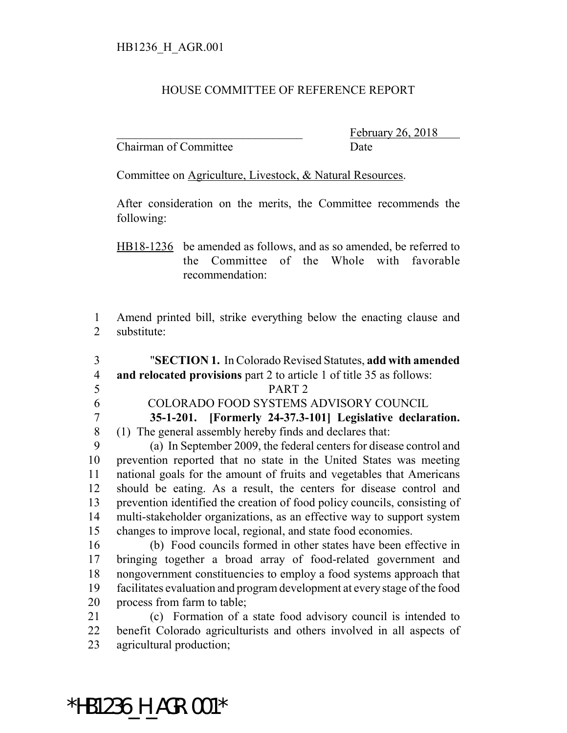HB1236_H_AGR.001

HOUSE COMMITTEE OF REFERENCE REPORT

________________________________ February 26, 2018
Chairman of Committee Date

Committee on Agriculture, Livestock, & Natural Resources.

After consideration on the merits, the Committee recommends the following:

HB18-1236 be amended as follows, and as so amended, be referred to the Committee of the Whole with favorable recommendation:

1 Amend printed bill, strike everything below the enacting clause and
2 substitute:

3 "**SECTION 1.** In Colorado Revised Statutes, **add with amended**
4 **and relocated provisions** part 2 to article 1 of title 35 as follows:
5 PART 2
6 COLORADO FOOD SYSTEMS ADVISORY COUNCIL
7 **35-1-201. [Formerly 24-37.3-101] Legislative declaration.**
8 (1) The general assembly hereby finds and declares that:
9 (a) In September 2009, the federal centers for disease control and
10 prevention reported that no state in the United States was meeting
11 national goals for the amount of fruits and vegetables that Americans
12 should be eating. As a result, the centers for disease control and
13 prevention identified the creation of food policy councils, consisting of
14 multi-stakeholder organizations, as an effective way to support system
15 changes to improve local, regional, and state food economies.
16 (b) Food councils formed in other states have been effective in
17 bringing together a broad array of food-related government and
18 nongovernment constituencies to employ a food systems approach that
19 facilitates evaluation and program development at every stage of the food
20 process from farm to table;
21 (c) Formation of a state food advisory council is intended to
22 benefit Colorado agriculturists and others involved in all aspects of
23 agricultural production;

*HB1236_H_AGR.001*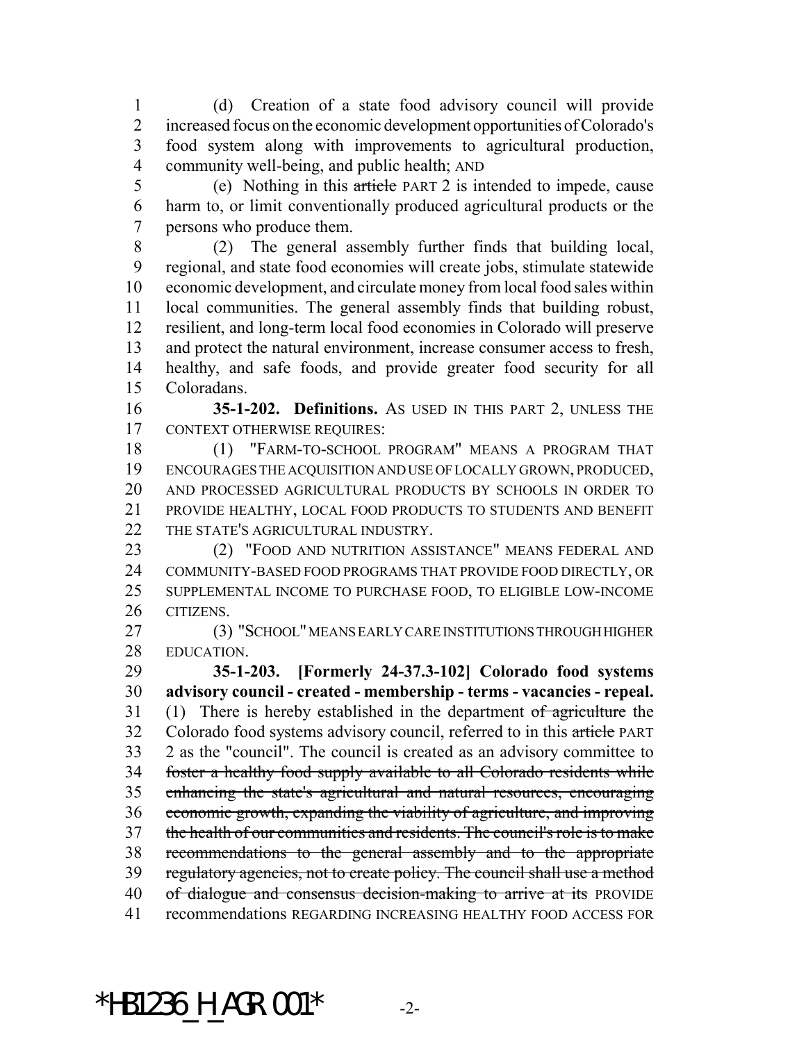(d) Creation of a state food advisory council will provide increased focus on the economic development opportunities of Colorado's food system along with improvements to agricultural production, community well-being, and public health; AND

(e) Nothing in this ~~article~~ PART 2 is intended to impede, cause harm to, or limit conventionally produced agricultural products or the persons who produce them.

(2) The general assembly further finds that building local, regional, and state food economies will create jobs, stimulate statewide economic development, and circulate money from local food sales within local communities. The general assembly finds that building robust, resilient, and long-term local food economies in Colorado will preserve and protect the natural environment, increase consumer access to fresh, healthy, and safe foods, and provide greater food security for all Coloradans.

**35-1-202. Definitions.** AS USED IN THIS PART 2, UNLESS THE CONTEXT OTHERWISE REQUIRES:

(1) "FARM-TO-SCHOOL PROGRAM" MEANS A PROGRAM THAT ENCOURAGES THE ACQUISITION AND USE OF LOCALLY GROWN, PRODUCED, AND PROCESSED AGRICULTURAL PRODUCTS BY SCHOOLS IN ORDER TO PROVIDE HEALTHY, LOCAL FOOD PRODUCTS TO STUDENTS AND BENEFIT THE STATE'S AGRICULTURAL INDUSTRY.

(2) "FOOD AND NUTRITION ASSISTANCE" MEANS FEDERAL AND COMMUNITY-BASED FOOD PROGRAMS THAT PROVIDE FOOD DIRECTLY, OR SUPPLEMENTAL INCOME TO PURCHASE FOOD, TO ELIGIBLE LOW-INCOME CITIZENS.

(3) "SCHOOL" MEANS EARLY CARE INSTITUTIONS THROUGH HIGHER EDUCATION.

**35-1-203. [Formerly 24-37.3-102] Colorado food systems advisory council - created - membership - terms - vacancies - repeal.** (1) There is hereby established in the department ~~of agriculture~~ the Colorado food systems advisory council, referred to in this ~~article~~ PART 2 as the "council". The council is created as an advisory committee to ~~foster a healthy food supply available to all Colorado residents while enhancing the state's agricultural and natural resources, encouraging economic growth, expanding the viability of agriculture, and improving the health of our communities and residents. The council's role is to make recommendations to the general assembly and to the appropriate regulatory agencies, not to create policy. The council shall use a method of dialogue and consensus decision-making to arrive at its~~ PROVIDE recommendations REGARDING INCREASING HEALTHY FOOD ACCESS FOR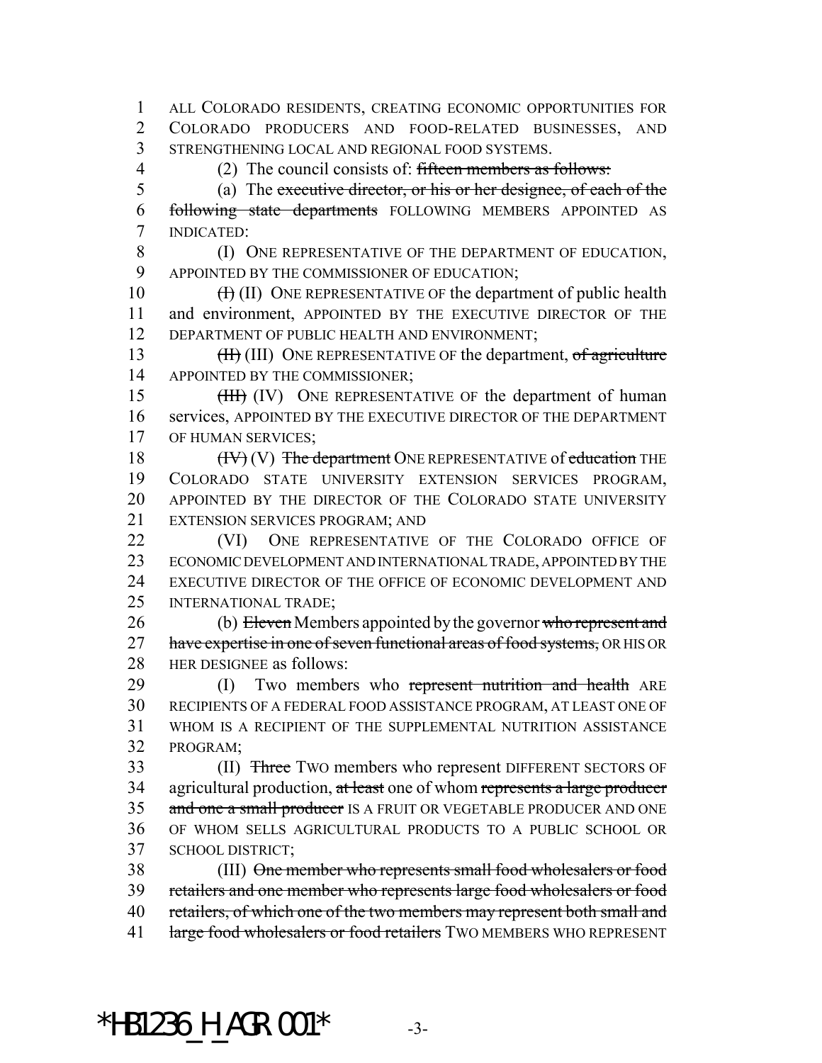ALL COLORADO RESIDENTS, CREATING ECONOMIC OPPORTUNITIES FOR COLORADO PRODUCERS AND FOOD-RELATED BUSINESSES, AND STRENGTHENING LOCAL AND REGIONAL FOOD SYSTEMS.

(2) The council consists of: ~~fifteen members as follows:~~

(a) The ~~executive director, or his or her designee, of each of the following state departments~~ FOLLOWING MEMBERS APPOINTED AS INDICATED:

(I) ONE REPRESENTATIVE OF THE DEPARTMENT OF EDUCATION, APPOINTED BY THE COMMISSIONER OF EDUCATION;

~~(I)~~ (II) ONE REPRESENTATIVE OF the department of public health and environment, APPOINTED BY THE EXECUTIVE DIRECTOR OF THE DEPARTMENT OF PUBLIC HEALTH AND ENVIRONMENT;

~~(II)~~ (III) ONE REPRESENTATIVE OF the department, ~~of agriculture~~ APPOINTED BY THE COMMISSIONER;

~~(III)~~ (IV) ONE REPRESENTATIVE OF the department of human services, APPOINTED BY THE EXECUTIVE DIRECTOR OF THE DEPARTMENT OF HUMAN SERVICES;

~~(IV)~~ (V) ~~The department~~ ONE REPRESENTATIVE of ~~education~~ THE COLORADO STATE UNIVERSITY EXTENSION SERVICES PROGRAM, APPOINTED BY THE DIRECTOR OF THE COLORADO STATE UNIVERSITY EXTENSION SERVICES PROGRAM; AND

(VI) ONE REPRESENTATIVE OF THE COLORADO OFFICE OF ECONOMIC DEVELOPMENT AND INTERNATIONAL TRADE, APPOINTED BY THE EXECUTIVE DIRECTOR OF THE OFFICE OF ECONOMIC DEVELOPMENT AND INTERNATIONAL TRADE;

(b) ~~Eleven~~ Members appointed by the governor ~~who represent and have expertise in one of seven functional areas of food systems,~~ OR HIS OR HER DESIGNEE as follows:

(I) Two members who ~~represent nutrition and health~~ ARE RECIPIENTS OF A FEDERAL FOOD ASSISTANCE PROGRAM, AT LEAST ONE OF WHOM IS A RECIPIENT OF THE SUPPLEMENTAL NUTRITION ASSISTANCE PROGRAM;

(II) ~~Three~~ TWO members who represent DIFFERENT SECTORS OF agricultural production, ~~at least~~ one of whom ~~represents a large producer and one a small producer~~ IS A FRUIT OR VEGETABLE PRODUCER AND ONE OF WHOM SELLS AGRICULTURAL PRODUCTS TO A PUBLIC SCHOOL OR SCHOOL DISTRICT;

(III) ~~One member who represents small food wholesalers or food retailers and one member who represents large food wholesalers or food retailers, of which one of the two members may represent both small and large food wholesalers or food retailers~~ TWO MEMBERS WHO REPRESENT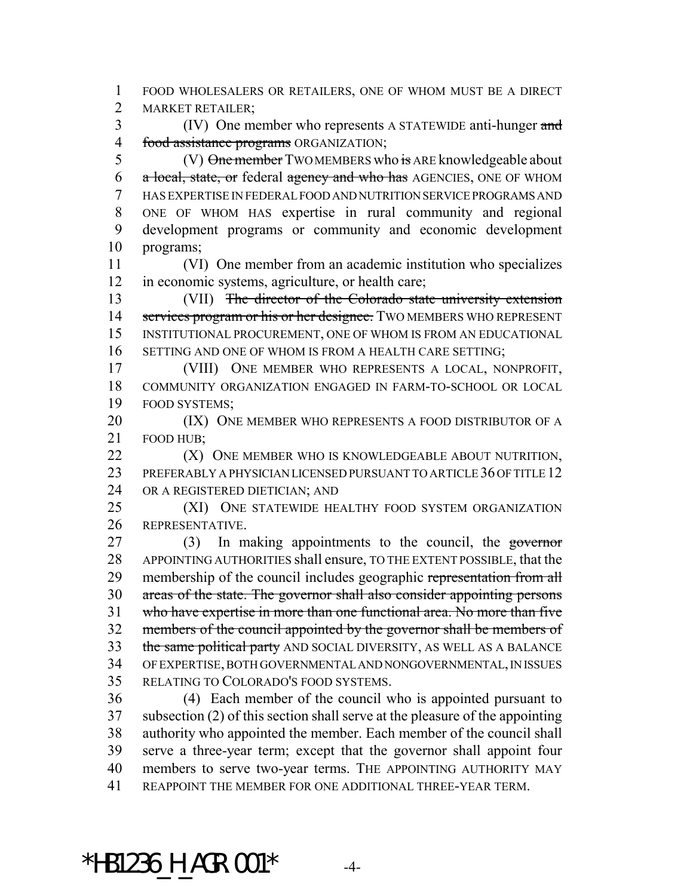FOOD WHOLESALERS OR RETAILERS, ONE OF WHOM MUST BE A DIRECT MARKET RETAILER;

(IV) One member who represents A STATEWIDE anti-hunger ~~and food assistance programs~~ ORGANIZATION;

(V) ~~One member~~ TWO MEMBERS who ~~is~~ ARE knowledgeable about ~~a local, state, or~~ federal ~~agency and who has~~ AGENCIES, ONE OF WHOM HAS EXPERTISE IN FEDERAL FOOD AND NUTRITION SERVICE PROGRAMS AND ONE OF WHOM HAS expertise in rural community and regional development programs or community and economic development programs;

(VI) One member from an academic institution who specializes in economic systems, agriculture, or health care;

(VII) ~~The director of the Colorado state university extension services program or his or her designee.~~ TWO MEMBERS WHO REPRESENT INSTITUTIONAL PROCUREMENT, ONE OF WHOM IS FROM AN EDUCATIONAL SETTING AND ONE OF WHOM IS FROM A HEALTH CARE SETTING;

(VIII) ONE MEMBER WHO REPRESENTS A LOCAL, NONPROFIT, COMMUNITY ORGANIZATION ENGAGED IN FARM-TO-SCHOOL OR LOCAL FOOD SYSTEMS;

(IX) ONE MEMBER WHO REPRESENTS A FOOD DISTRIBUTOR OF A FOOD HUB;

(X) ONE MEMBER WHO IS KNOWLEDGEABLE ABOUT NUTRITION, PREFERABLY A PHYSICIAN LICENSED PURSUANT TO ARTICLE 36 OF TITLE 12 OR A REGISTERED DIETICIAN; AND

(XI) ONE STATEWIDE HEALTHY FOOD SYSTEM ORGANIZATION REPRESENTATIVE.

(3) In making appointments to the council, the ~~governor~~ APPOINTING AUTHORITIES shall ensure, TO THE EXTENT POSSIBLE, that the membership of the council includes geographic ~~representation from all areas of the state. The governor shall also consider appointing persons who have expertise in more than one functional area. No more than five members of the council appointed by the governor shall be members of the same political party~~ AND SOCIAL DIVERSITY, AS WELL AS A BALANCE OF EXPERTISE, BOTH GOVERNMENTAL AND NONGOVERNMENTAL, IN ISSUES RELATING TO COLORADO'S FOOD SYSTEMS.

(4) Each member of the council who is appointed pursuant to subsection (2) of this section shall serve at the pleasure of the appointing authority who appointed the member. Each member of the council shall serve a three-year term; except that the governor shall appoint four members to serve two-year terms. THE APPOINTING AUTHORITY MAY REAPPOINT THE MEMBER FOR ONE ADDITIONAL THREE-YEAR TERM.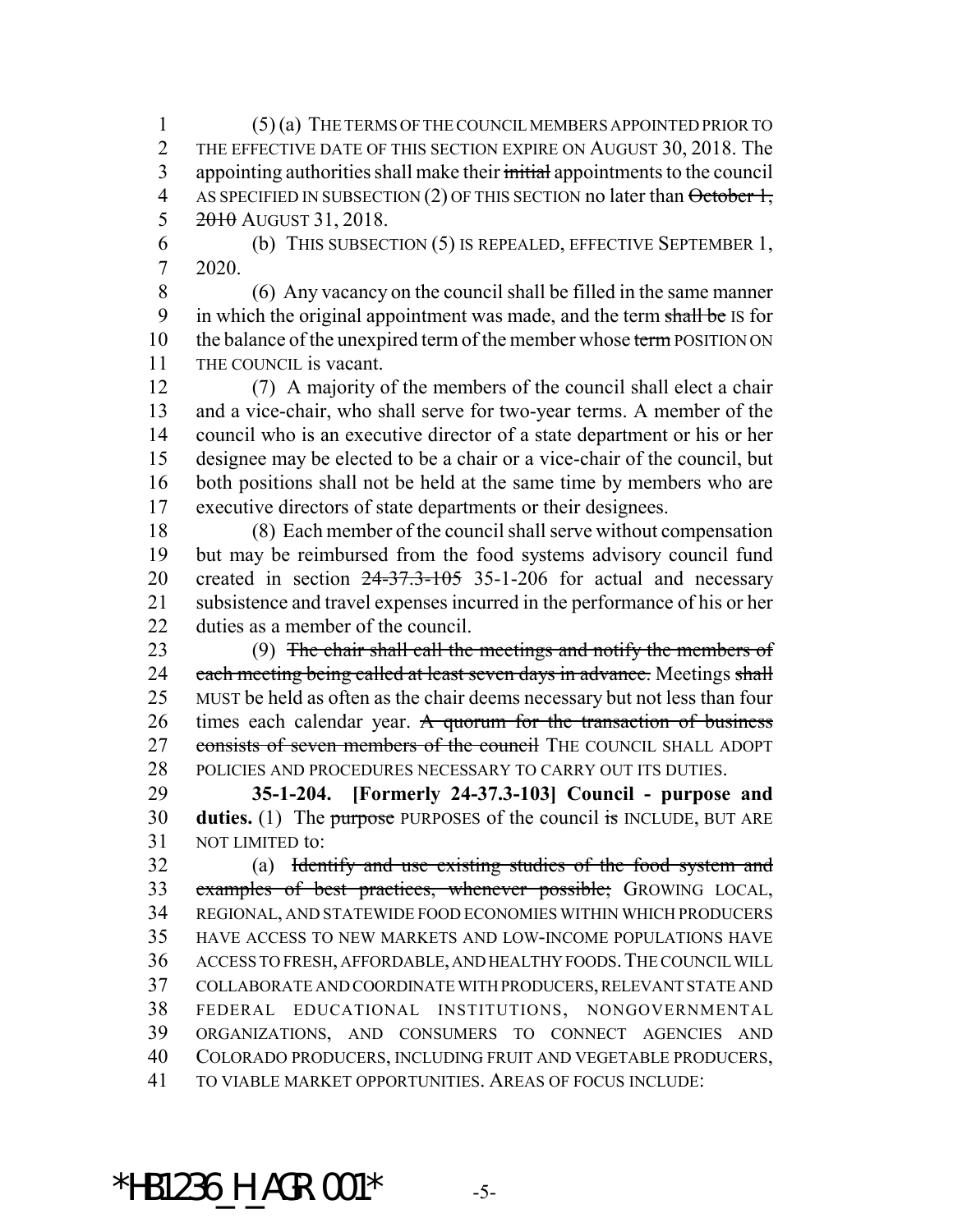(5) (a) THE TERMS OF THE COUNCIL MEMBERS APPOINTED PRIOR TO THE EFFECTIVE DATE OF THIS SECTION EXPIRE ON AUGUST 30, 2018. The appointing authorities shall make their ~~initial~~ appointments to the council AS SPECIFIED IN SUBSECTION (2) OF THIS SECTION no later than ~~October 1, 2010~~ AUGUST 31, 2018.

(b) THIS SUBSECTION (5) IS REPEALED, EFFECTIVE SEPTEMBER 1, 2020.

(6) Any vacancy on the council shall be filled in the same manner in which the original appointment was made, and the term ~~shall be~~ IS for the balance of the unexpired term of the member whose ~~term~~ POSITION ON THE COUNCIL is vacant.

(7) A majority of the members of the council shall elect a chair and a vice-chair, who shall serve for two-year terms. A member of the council who is an executive director of a state department or his or her designee may be elected to be a chair or a vice-chair of the council, but both positions shall not be held at the same time by members who are executive directors of state departments or their designees.

(8) Each member of the council shall serve without compensation but may be reimbursed from the food systems advisory council fund created in section ~~24-37.3-105~~ 35-1-206 for actual and necessary subsistence and travel expenses incurred in the performance of his or her duties as a member of the council.

(9) ~~The chair shall call the meetings and notify the members of each meeting being called at least seven days in advance.~~ Meetings ~~shall~~ MUST be held as often as the chair deems necessary but not less than four times each calendar year. ~~A quorum for the transaction of business consists of seven members of the council~~ THE COUNCIL SHALL ADOPT POLICIES AND PROCEDURES NECESSARY TO CARRY OUT ITS DUTIES.

**35-1-204. [Formerly 24-37.3-103] Council - purpose and duties.** (1) The ~~purpose~~ PURPOSES of the council ~~is~~ INCLUDE, BUT ARE NOT LIMITED to:

(a) ~~Identify and use existing studies of the food system and examples of best practices, whenever possible;~~ GROWING LOCAL, REGIONAL, AND STATEWIDE FOOD ECONOMIES WITHIN WHICH PRODUCERS HAVE ACCESS TO NEW MARKETS AND LOW-INCOME POPULATIONS HAVE ACCESS TO FRESH, AFFORDABLE, AND HEALTHY FOODS. THE COUNCIL WILL COLLABORATE AND COORDINATE WITH PRODUCERS, RELEVANT STATE AND FEDERAL EDUCATIONAL INSTITUTIONS, NONGOVERNMENTAL ORGANIZATIONS, AND CONSUMERS TO CONNECT AGENCIES AND COLORADO PRODUCERS, INCLUDING FRUIT AND VEGETABLE PRODUCERS, TO VIABLE MARKET OPPORTUNITIES. AREAS OF FOCUS INCLUDE:

*HB1236_H_AGR.001*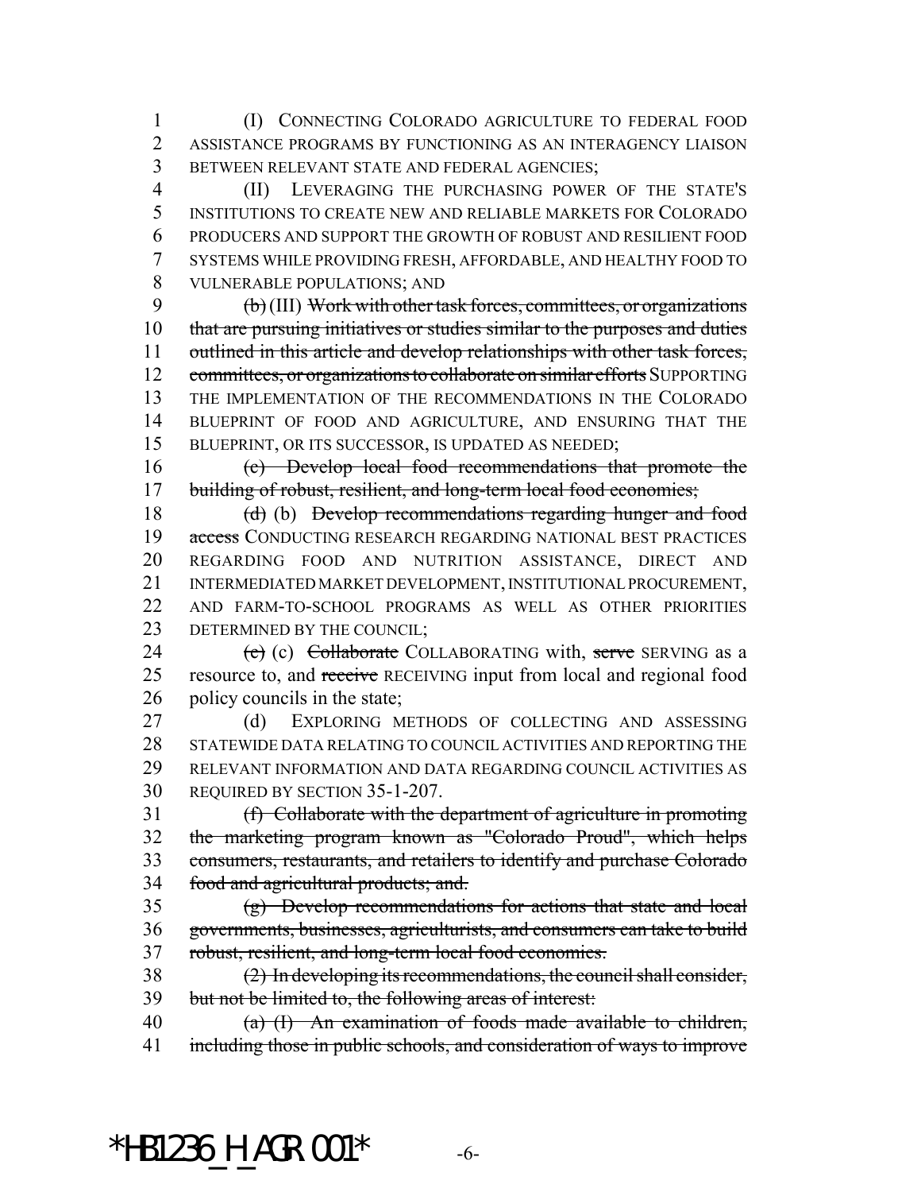1 (I) CONNECTING COLORADO AGRICULTURE TO FEDERAL FOOD
2 ASSISTANCE PROGRAMS BY FUNCTIONING AS AN INTERAGENCY LIAISON
3 BETWEEN RELEVANT STATE AND FEDERAL AGENCIES;

4 (II) LEVERAGING THE PURCHASING POWER OF THE STATE'S
5 INSTITUTIONS TO CREATE NEW AND RELIABLE MARKETS FOR COLORADO
6 PRODUCERS AND SUPPORT THE GROWTH OF ROBUST AND RESILIENT FOOD
7 SYSTEMS WHILE PROVIDING FRESH, AFFORDABLE, AND HEALTHY FOOD TO
8 VULNERABLE POPULATIONS; AND

9 ~~(b)~~ (III) ~~Work with other task forces, committees, or organizations~~
10 ~~that are pursuing initiatives or studies similar to the purposes and duties~~
11 ~~outlined in this article and develop relationships with other task forces,~~
12 ~~committees, or organizations to collaborate on similar efforts~~ SUPPORTING
13 THE IMPLEMENTATION OF THE RECOMMENDATIONS IN THE COLORADO
14 BLUEPRINT OF FOOD AND AGRICULTURE, AND ENSURING THAT THE
15 BLUEPRINT, OR ITS SUCCESSOR, IS UPDATED AS NEEDED;

16 ~~(c) Develop local food recommendations that promote the~~
17 ~~building of robust, resilient, and long-term local food economies;~~

18 ~~(d)~~ (b) ~~Develop recommendations regarding hunger and food~~
19 ~~access~~ CONDUCTING RESEARCH REGARDING NATIONAL BEST PRACTICES
20 REGARDING FOOD AND NUTRITION ASSISTANCE, DIRECT AND
21 INTERMEDIATED MARKET DEVELOPMENT, INSTITUTIONAL PROCUREMENT,
22 AND FARM-TO-SCHOOL PROGRAMS AS WELL AS OTHER PRIORITIES
23 DETERMINED BY THE COUNCIL;

24 ~~(e)~~ (c) ~~Collaborate~~ COLLABORATING with, ~~serve~~ SERVING as a
25 resource to, and ~~receive~~ RECEIVING input from local and regional food
26 policy councils in the state;

27 (d) EXPLORING METHODS OF COLLECTING AND ASSESSING
28 STATEWIDE DATA RELATING TO COUNCIL ACTIVITIES AND REPORTING THE
29 RELEVANT INFORMATION AND DATA REGARDING COUNCIL ACTIVITIES AS
30 REQUIRED BY SECTION 35-1-207.

31 ~~(f) Collaborate with the department of agriculture in promoting~~
32 ~~the marketing program known as "Colorado Proud", which helps~~
33 ~~consumers, restaurants, and retailers to identify and purchase Colorado~~
34 ~~food and agricultural products; and.~~

35 ~~(g) Develop recommendations for actions that state and local~~
36 ~~governments, businesses, agriculturists, and consumers can take to build~~
37 ~~robust, resilient, and long-term local food economies.~~

38 ~~(2) In developing its recommendations, the council shall consider,~~
39 ~~but not be limited to, the following areas of interest:~~

40 ~~(a) (I) An examination of foods made available to children,~~
41 ~~including those in public schools, and consideration of ways to improve~~

*HB1236_H_AGR.001*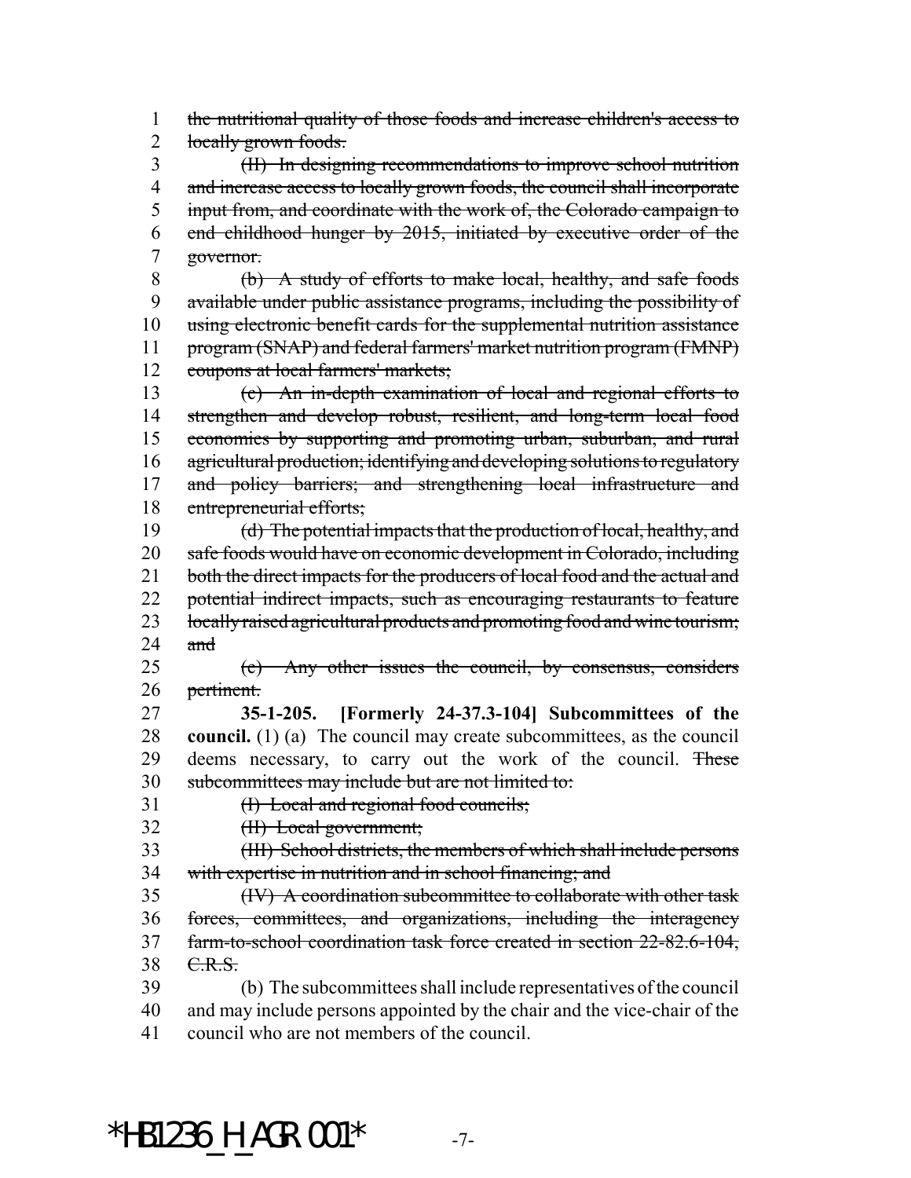the nutritional quality of those foods and increase children's access to locally grown foods.

(II) In designing recommendations to improve school nutrition and increase access to locally grown foods, the council shall incorporate input from, and coordinate with the work of, the Colorado campaign to end childhood hunger by 2015, initiated by executive order of the governor.

(b) A study of efforts to make local, healthy, and safe foods available under public assistance programs, including the possibility of using electronic benefit cards for the supplemental nutrition assistance program (SNAP) and federal farmers' market nutrition program (FMNP) coupons at local farmers' markets;

(c) An in-depth examination of local and regional efforts to strengthen and develop robust, resilient, and long-term local food economies by supporting and promoting urban, suburban, and rural agricultural production; identifying and developing solutions to regulatory and policy barriers; and strengthening local infrastructure and entrepreneurial efforts;

(d) The potential impacts that the production of local, healthy, and safe foods would have on economic development in Colorado, including both the direct impacts for the producers of local food and the actual and potential indirect impacts, such as encouraging restaurants to feature locally raised agricultural products and promoting food and wine tourism; and

(e) Any other issues the council, by consensus, considers pertinent.

**35-1-205. [Formerly 24-37.3-104] Subcommittees of the council.** (1) (a) The council may create subcommittees, as the council deems necessary, to carry out the work of the council. These subcommittees may include but are not limited to:

(I) Local and regional food councils;

(II) Local government;

(III) School districts, the members of which shall include persons with expertise in nutrition and in school financing; and

(IV) A coordination subcommittee to collaborate with other task forces, committees, and organizations, including the interagency farm-to-school coordination task force created in section 22-82.6-104, C.R.S.

(b) The subcommittees shall include representatives of the council and may include persons appointed by the chair and the vice-chair of the council who are not members of the council.

*HB1236_H_AGR.001*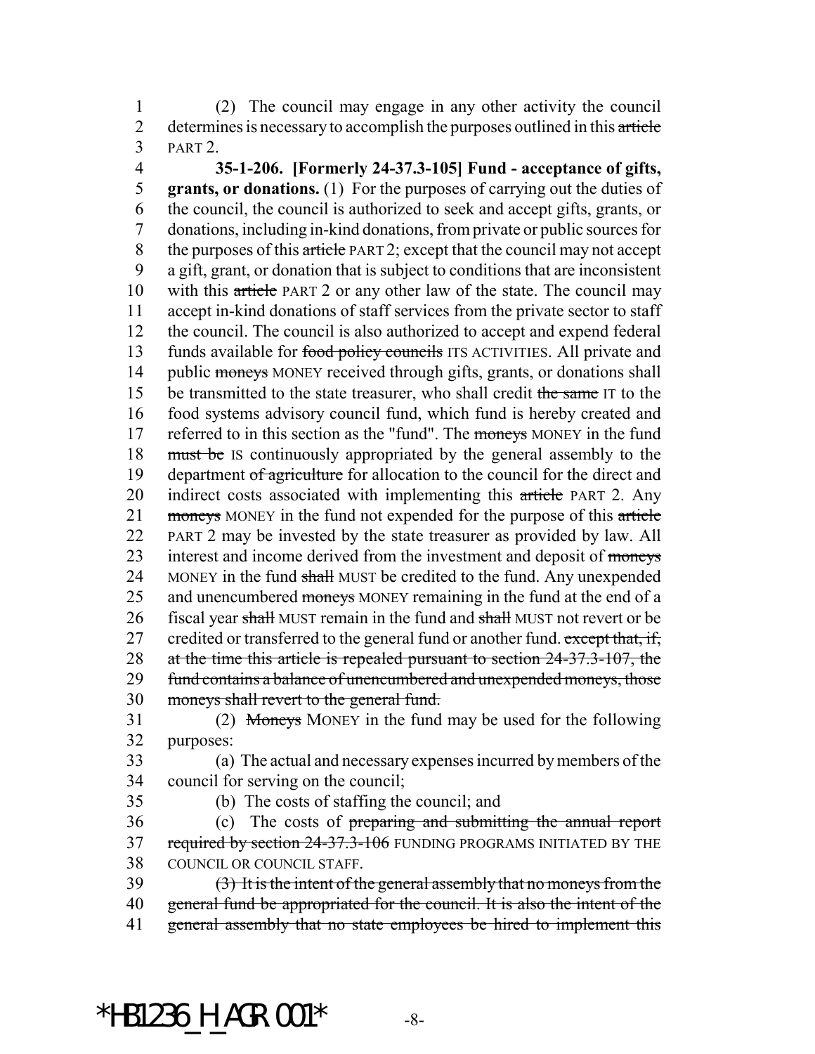(2) The council may engage in any other activity the council determines is necessary to accomplish the purposes outlined in this ~~article~~ PART 2.

**35-1-206. [Formerly 24-37.3-105] Fund - acceptance of gifts, grants, or donations.** (1) For the purposes of carrying out the duties of the council, the council is authorized to seek and accept gifts, grants, or donations, including in-kind donations, from private or public sources for the purposes of this ~~article~~ PART 2; except that the council may not accept a gift, grant, or donation that is subject to conditions that are inconsistent with this ~~article~~ PART 2 or any other law of the state. The council may accept in-kind donations of staff services from the private sector to staff the council. The council is also authorized to accept and expend federal funds available for ~~food policy councils~~ ITS ACTIVITIES. All private and public ~~moneys~~ MONEY received through gifts, grants, or donations shall be transmitted to the state treasurer, who shall credit ~~the same~~ IT to the food systems advisory council fund, which fund is hereby created and referred to in this section as the "fund". The ~~moneys~~ MONEY in the fund ~~must be~~ IS continuously appropriated by the general assembly to the department ~~of agriculture~~ for allocation to the council for the direct and indirect costs associated with implementing this ~~article~~ PART 2. Any ~~moneys~~ MONEY in the fund not expended for the purpose of this ~~article~~ PART 2 may be invested by the state treasurer as provided by law. All interest and income derived from the investment and deposit of ~~moneys~~ MONEY in the fund ~~shall~~ MUST be credited to the fund. Any unexpended and unencumbered ~~moneys~~ MONEY remaining in the fund at the end of a fiscal year ~~shall~~ MUST remain in the fund and ~~shall~~ MUST not revert or be credited or transferred to the general fund or another fund. ~~except that, if, at the time this article is repealed pursuant to section 24-37.3-107, the fund contains a balance of unencumbered and unexpended moneys, those moneys shall revert to the general fund.~~

(2) ~~Moneys~~ MONEY in the fund may be used for the following purposes:

(a) The actual and necessary expenses incurred by members of the council for serving on the council;

(b) The costs of staffing the council; and

(c) The costs of ~~preparing and submitting the annual report required by section 24-37.3-106~~ FUNDING PROGRAMS INITIATED BY THE COUNCIL OR COUNCIL STAFF.

~~(3) It is the intent of the general assembly that no moneys from the general fund be appropriated for the council. It is also the intent of the general assembly that no state employees be hired to implement this~~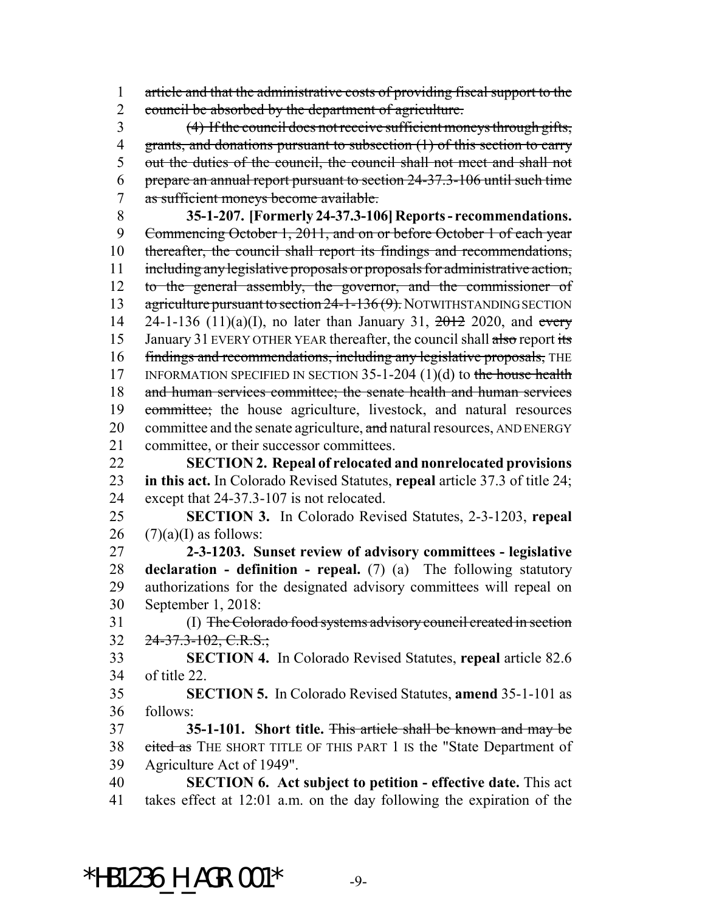article and that the administrative costs of providing fiscal support to the council be absorbed by the department of agriculture.

(4) If the council does not receive sufficient moneys through gifts, grants, and donations pursuant to subsection (1) of this section to carry out the duties of the council, the council shall not meet and shall not prepare an annual report pursuant to section 24-37.3-106 until such time as sufficient moneys become available.

**35-1-207. [Formerly 24-37.3-106] Reports - recommendations.** Commencing October 1, 2011, and on or before October 1 of each year thereafter, the council shall report its findings and recommendations, including any legislative proposals or proposals for administrative action, to the general assembly, the governor, and the commissioner of agriculture pursuant to section 24-1-136 (9). NOTWITHSTANDING SECTION 24-1-136 (11)(a)(I), no later than January 31, 2012 2020, and every January 31 EVERY OTHER YEAR thereafter, the council shall also report its findings and recommendations, including any legislative proposals, THE INFORMATION SPECIFIED IN SECTION 35-1-204 (1)(d) to the house health and human services committee; the senate health and human services committee; the house agriculture, livestock, and natural resources committee and the senate agriculture, and natural resources, AND ENERGY committee, or their successor committees.

**SECTION 2. Repeal of relocated and nonrelocated provisions in this act.** In Colorado Revised Statutes, **repeal** article 37.3 of title 24; except that 24-37.3-107 is not relocated.

**SECTION 3.** In Colorado Revised Statutes, 2-3-1203, **repeal** (7)(a)(I) as follows:

**2-3-1203. Sunset review of advisory committees - legislative declaration - definition - repeal.** (7) (a) The following statutory authorizations for the designated advisory committees will repeal on September 1, 2018:

(I) The Colorado food systems advisory council created in section 24-37.3-102, C.R.S.;

**SECTION 4.** In Colorado Revised Statutes, **repeal** article 82.6 of title 22.

**SECTION 5.** In Colorado Revised Statutes, **amend** 35-1-101 as follows:

**35-1-101. Short title.** This article shall be known and may be cited as THE SHORT TITLE OF THIS PART 1 IS the "State Department of Agriculture Act of 1949".

**SECTION 6. Act subject to petition - effective date.** This act takes effect at 12:01 a.m. on the day following the expiration of the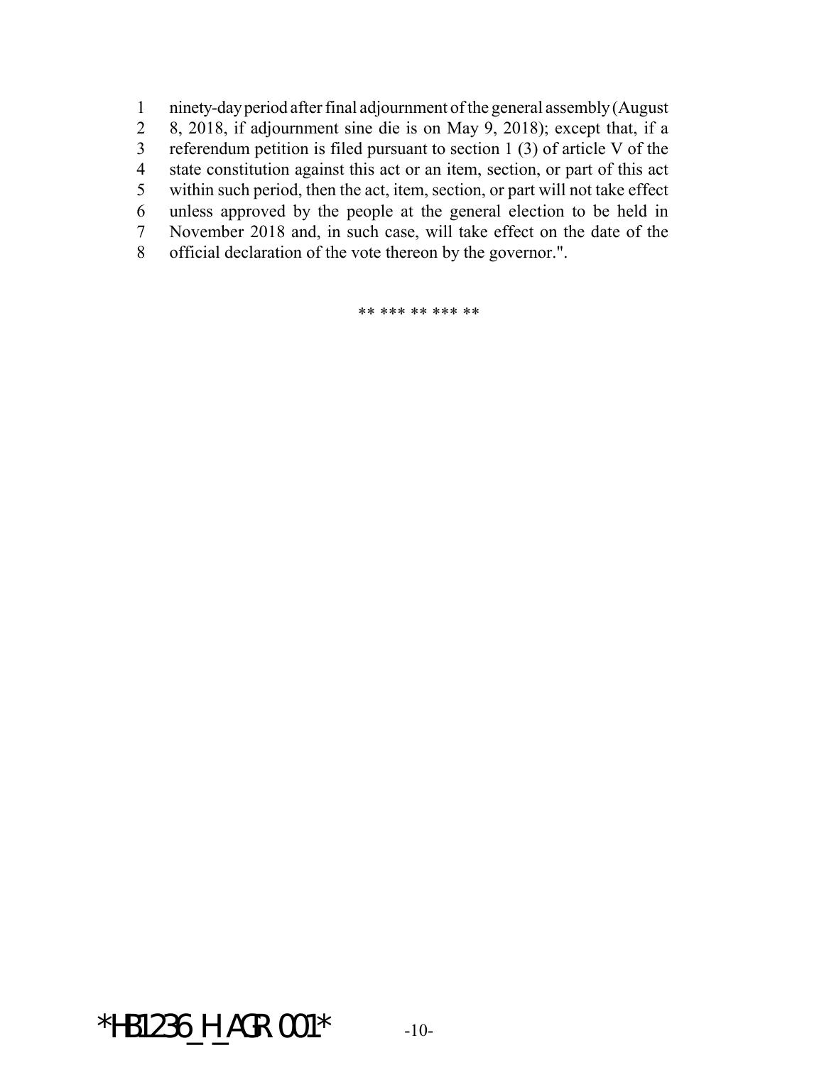ninety-day period after final adjournment of the general assembly (August 8, 2018, if adjournment sine die is on May 9, 2018); except that, if a referendum petition is filed pursuant to section 1 (3) of article V of the state constitution against this act or an item, section, or part of this act within such period, then the act, item, section, or part will not take effect unless approved by the people at the general election to be held in November 2018 and, in such case, will take effect on the date of the official declaration of the vote thereon by the governor.".

** *** ** *** **

*HB1236_H_AGR.001*